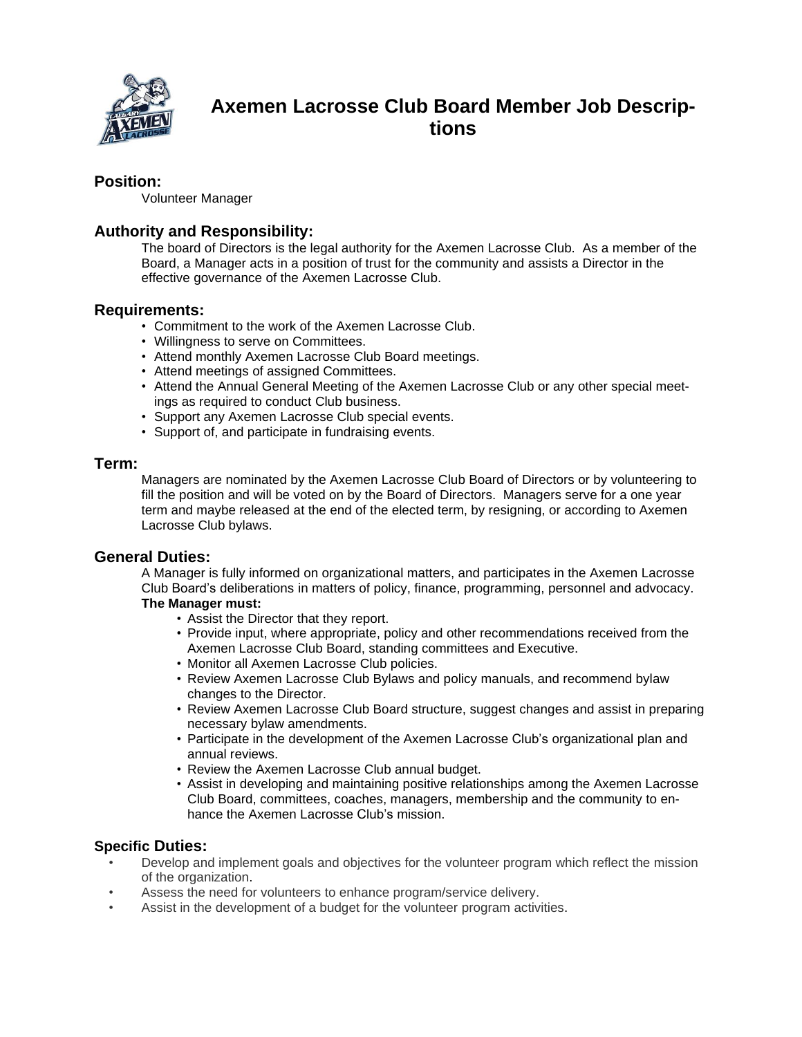# Axemen Lacrosse Club Board Member Job Descriptions

## Position:

Volunteer Manager

## Authority and Responsibility:

The board of Directors is the legal authority for the Axemen Lacrosse Club. As a member of the Board, a Manager acts in a position of trust for the community and assists a Director in the effective governance of the Axemen Lacrosse Club.

## Requirements:

- Commitment to the work of the Axemen Lacrosse Club.
- Willingness to serve on Committees.
- Attend monthly Axemen Lacrosse Club Board meetings.
- Attend meetings of assigned Committees.
- Attend the Annual General Meeting of the Axemen Lacrosse Club or any other special meetings as required to conduct Club business.
- Support any Axemen Lacrosse Club special events.
- Support of, and participate in fundraising events.

## Term:

Managers are nominated by the Axemen Lacrosse Club Board of Directors or by volunteering to fill the position and will be voted on by the Board of Directors. Managers serve for a one year term and maybe released at the end of the elected term, by resigning, or according to Axemen Lacrosse Club bylaws.

## General Duties:

A Manager is fully informed on organizational matters, and participates in the Axemen Lacrosse Club Board's deliberations in matters of policy, finance, programming, personnel and advocacy.

**The Manager must:**

- Assist the Director that they report.
- Provide input, where appropriate, policy and other recommendations received from the Axemen Lacrosse Club Board, standing committees and Executive.
- Monitor all Axemen Lacrosse Club policies.
- Review Axemen Lacrosse Club Bylaws and policy manuals, and recommend bylaw changes to the Director.
- Review Axemen Lacrosse Club Board structure, suggest changes and assist in preparing necessary bylaw amendments.
- Participate in the development of the Axemen Lacrosse Club's organizational plan and annual reviews.
- Review the Axemen Lacrosse Club annual budget.
- Assist in developing and maintaining positive relationships among the Axemen Lacrosse Club Board, committees, coaches, managers, membership and the community to enhance the Axemen Lacrosse Club's mission.

## Specific Duties:

- Develop and implement goals and objectives for the volunteer program which reflect the mission of the organization.
- Assess the need for volunteers to enhance program/service delivery.
- Assist in the development of a budget for the volunteer program activities.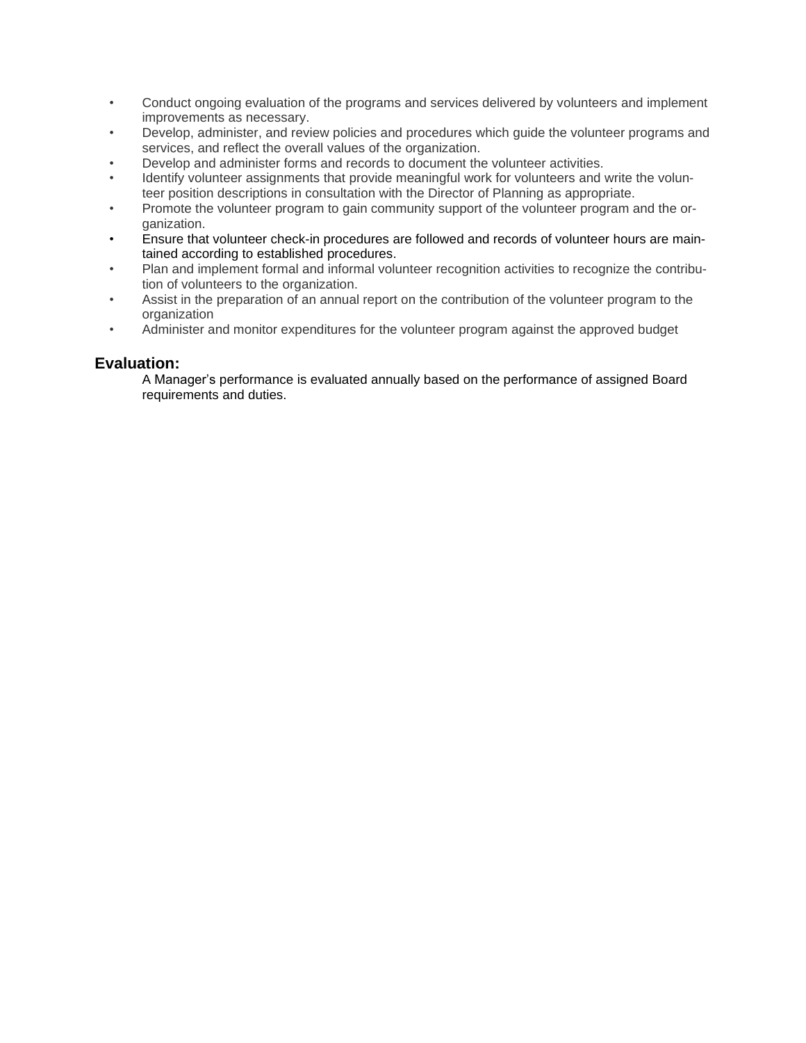- Conduct ongoing evaluation of the programs and services delivered by volunteers and implement improvements as necessary.
- Develop, administer, and review policies and procedures which guide the volunteer programs and services, and reflect the overall values of the organization.
- Develop and administer forms and records to document the volunteer activities.
- Identify volunteer assignments that provide meaningful work for volunteers and write the volunteer position descriptions in consultation with the Director of Planning as appropriate.
- Promote the volunteer program to gain community support of the volunteer program and the organization.
- Ensure that volunteer check-in procedures are followed and records of volunteer hours are maintained according to established procedures.
- Plan and implement formal and informal volunteer recognition activities to recognize the contribution of volunteers to the organization.
- Assist in the preparation of an annual report on the contribution of the volunteer program to the organization
- Administer and monitor expenditures for the volunteer program against the approved budget

## Evaluation:

A Manager's performance is evaluated annually based on the performance of assigned Board requirements and duties.